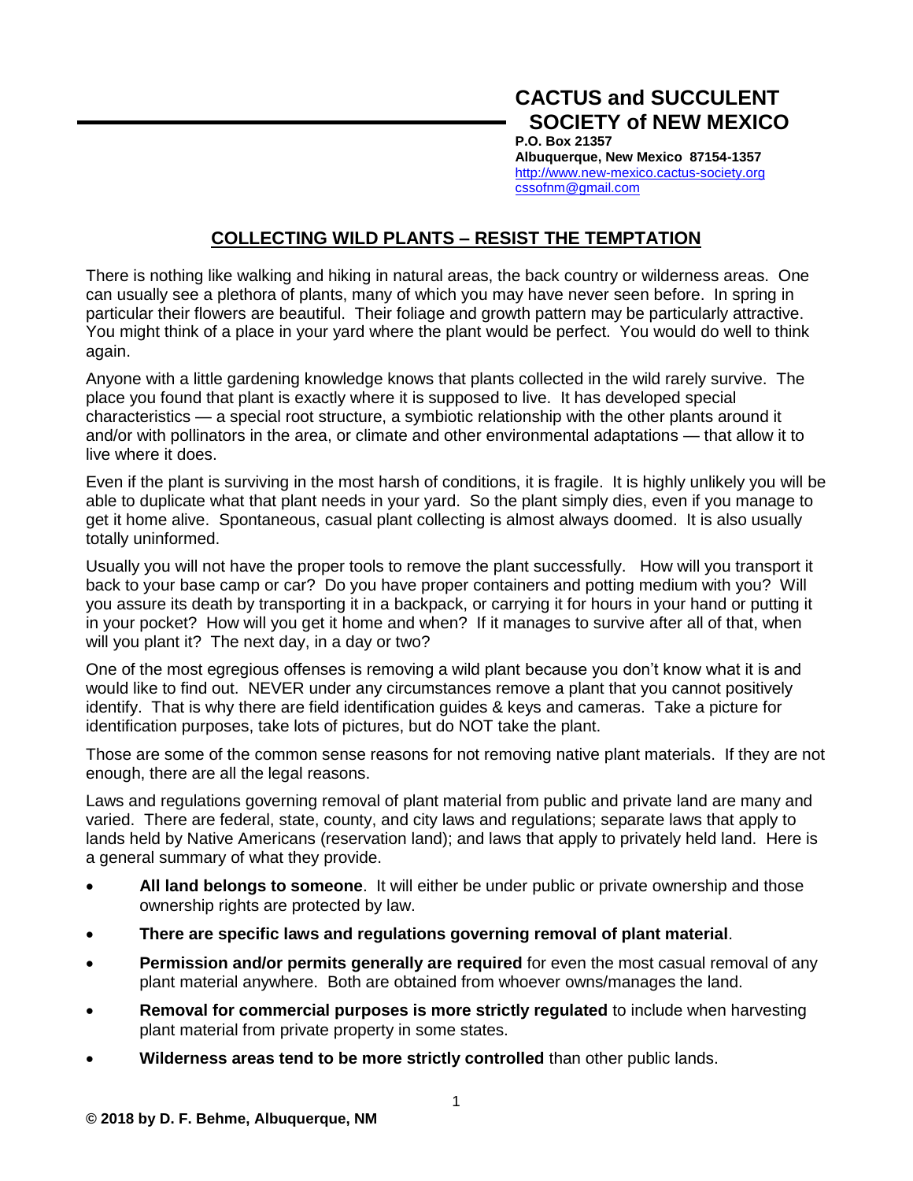# CACTUS and SUCCULENT SOCIETY of NEW MEXICO

**P.O. Box 21357**
**Albuquerque, New Mexico 87154-1357**
http://www.new-mexico.cactus-society.org
cssofnm@gmail.com

## COLLECTING WILD PLANTS – RESIST THE TEMPTATION

There is nothing like walking and hiking in natural areas, the back country or wilderness areas. One can usually see a plethora of plants, many of which you may have never seen before. In spring in particular their flowers are beautiful. Their foliage and growth pattern may be particularly attractive. You might think of a place in your yard where the plant would be perfect. You would do well to think again.

Anyone with a little gardening knowledge knows that plants collected in the wild rarely survive. The place you found that plant is exactly where it is supposed to live. It has developed special characteristics — a special root structure, a symbiotic relationship with the other plants around it and/or with pollinators in the area, or climate and other environmental adaptations — that allow it to live where it does.

Even if the plant is surviving in the most harsh of conditions, it is fragile. It is highly unlikely you will be able to duplicate what that plant needs in your yard. So the plant simply dies, even if you manage to get it home alive. Spontaneous, casual plant collecting is almost always doomed. It is also usually totally uninformed.

Usually you will not have the proper tools to remove the plant successfully. How will you transport it back to your base camp or car? Do you have proper containers and potting medium with you? Will you assure its death by transporting it in a backpack, or carrying it for hours in your hand or putting it in your pocket? How will you get it home and when? If it manages to survive after all of that, when will you plant it? The next day, in a day or two?

One of the most egregious offenses is removing a wild plant because you don't know what it is and would like to find out. NEVER under any circumstances remove a plant that you cannot positively identify. That is why there are field identification guides & keys and cameras. Take a picture for identification purposes, take lots of pictures, but do NOT take the plant.

Those are some of the common sense reasons for not removing native plant materials. If they are not enough, there are all the legal reasons.

Laws and regulations governing removal of plant material from public and private land are many and varied. There are federal, state, county, and city laws and regulations; separate laws that apply to lands held by Native Americans (reservation land); and laws that apply to privately held land. Here is a general summary of what they provide.

- **All land belongs to someone**. It will either be under public or private ownership and those ownership rights are protected by law.
- **There are specific laws and regulations governing removal of plant material**.
- **Permission and/or permits generally are required** for even the most casual removal of any plant material anywhere. Both are obtained from whoever owns/manages the land.
- **Removal for commercial purposes is more strictly regulated** to include when harvesting plant material from private property in some states.
- **Wilderness areas tend to be more strictly controlled** than other public lands.

**© 2018 by D. F. Behme, Albuquerque, NM**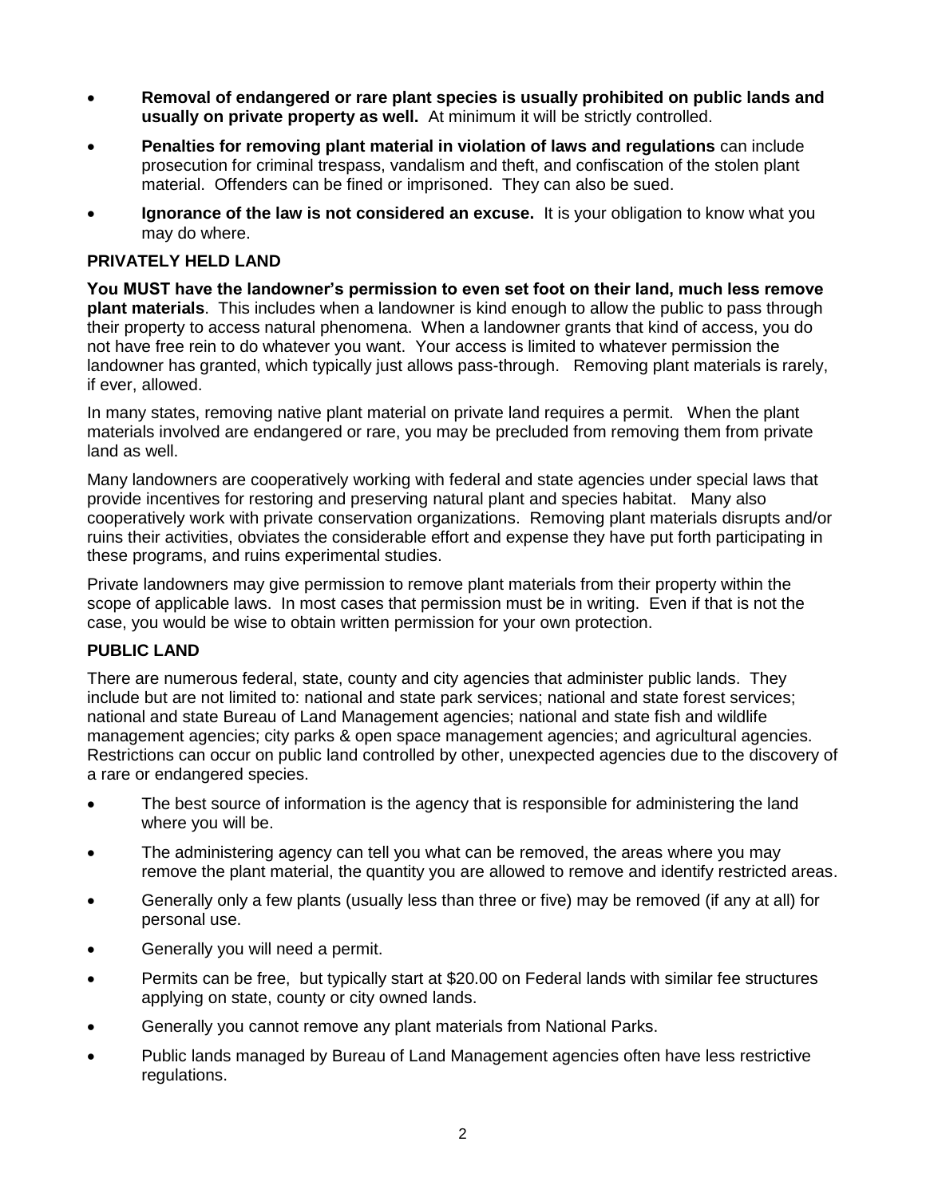- **Removal of endangered or rare plant species is usually prohibited on public lands and usually on private property as well.** At minimum it will be strictly controlled.
- **Penalties for removing plant material in violation of laws and regulations** can include prosecution for criminal trespass, vandalism and theft, and confiscation of the stolen plant material. Offenders can be fined or imprisoned. They can also be sued.
- **Ignorance of the law is not considered an excuse.** It is your obligation to know what you may do where.

## PRIVATELY HELD LAND

**You MUST have the landowner's permission to even set foot on their land, much less remove plant materials**. This includes when a landowner is kind enough to allow the public to pass through their property to access natural phenomena. When a landowner grants that kind of access, you do not have free rein to do whatever you want. Your access is limited to whatever permission the landowner has granted, which typically just allows pass-through. Removing plant materials is rarely, if ever, allowed.

In many states, removing native plant material on private land requires a permit. When the plant materials involved are endangered or rare, you may be precluded from removing them from private land as well.

Many landowners are cooperatively working with federal and state agencies under special laws that provide incentives for restoring and preserving natural plant and species habitat. Many also cooperatively work with private conservation organizations. Removing plant materials disrupts and/or ruins their activities, obviates the considerable effort and expense they have put forth participating in these programs, and ruins experimental studies.

Private landowners may give permission to remove plant materials from their property within the scope of applicable laws. In most cases that permission must be in writing. Even if that is not the case, you would be wise to obtain written permission for your own protection.

## PUBLIC LAND

There are numerous federal, state, county and city agencies that administer public lands. They include but are not limited to: national and state park services; national and state forest services; national and state Bureau of Land Management agencies; national and state fish and wildlife management agencies; city parks & open space management agencies; and agricultural agencies. Restrictions can occur on public land controlled by other, unexpected agencies due to the discovery of a rare or endangered species.

- The best source of information is the agency that is responsible for administering the land where you will be.
- The administering agency can tell you what can be removed, the areas where you may remove the plant material, the quantity you are allowed to remove and identify restricted areas.
- Generally only a few plants (usually less than three or five) may be removed (if any at all) for personal use.
- Generally you will need a permit.
- Permits can be free, but typically start at $20.00 on Federal lands with similar fee structures applying on state, county or city owned lands.
- Generally you cannot remove any plant materials from National Parks.
- Public lands managed by Bureau of Land Management agencies often have less restrictive regulations.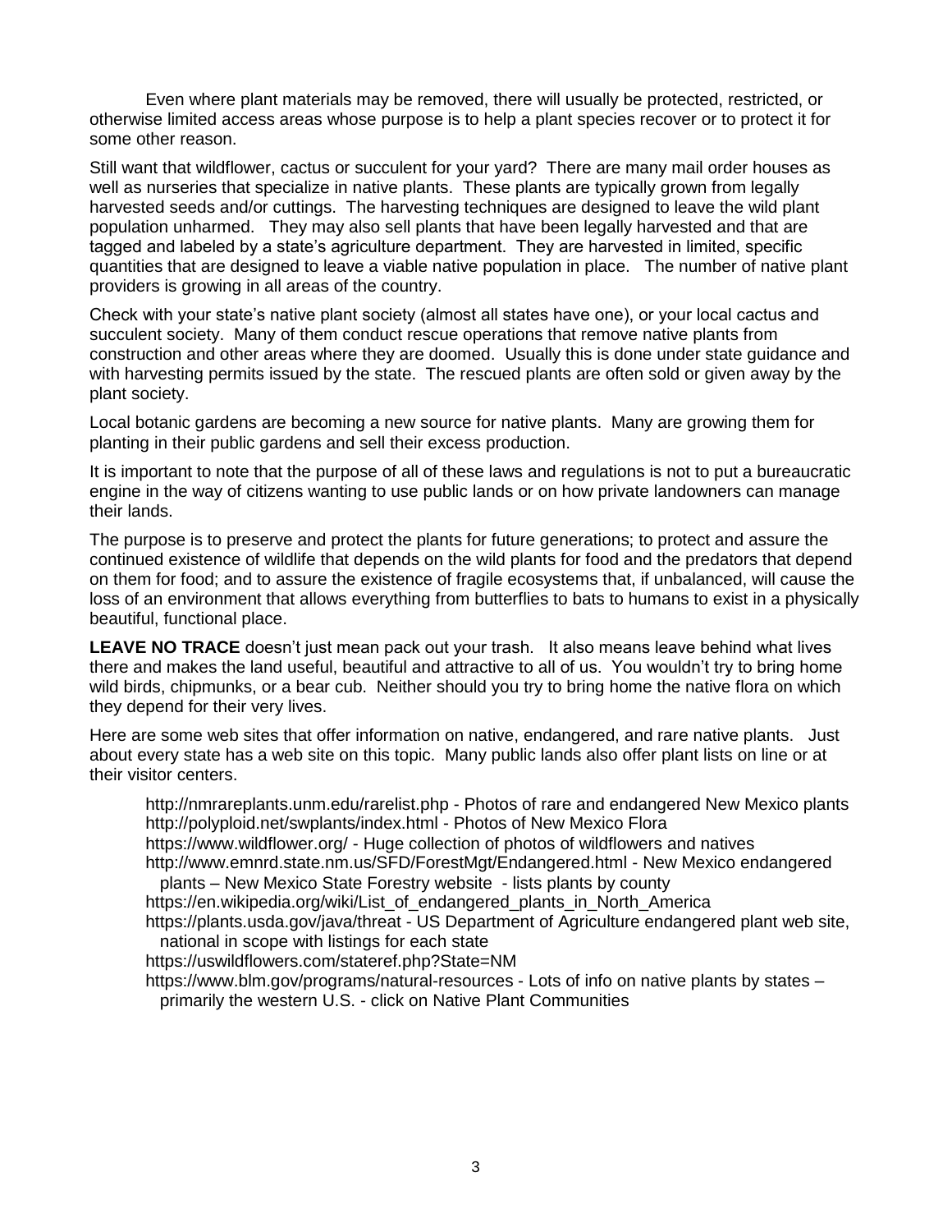Even where plant materials may be removed, there will usually be protected, restricted, or otherwise limited access areas whose purpose is to help a plant species recover or to protect it for some other reason.

Still want that wildflower, cactus or succulent for your yard? There are many mail order houses as well as nurseries that specialize in native plants. These plants are typically grown from legally harvested seeds and/or cuttings. The harvesting techniques are designed to leave the wild plant population unharmed. They may also sell plants that have been legally harvested and that are tagged and labeled by a state's agriculture department. They are harvested in limited, specific quantities that are designed to leave a viable native population in place. The number of native plant providers is growing in all areas of the country.

Check with your state's native plant society (almost all states have one), or your local cactus and succulent society. Many of them conduct rescue operations that remove native plants from construction and other areas where they are doomed. Usually this is done under state guidance and with harvesting permits issued by the state. The rescued plants are often sold or given away by the plant society.

Local botanic gardens are becoming a new source for native plants. Many are growing them for planting in their public gardens and sell their excess production.

It is important to note that the purpose of all of these laws and regulations is not to put a bureaucratic engine in the way of citizens wanting to use public lands or on how private landowners can manage their lands.

The purpose is to preserve and protect the plants for future generations; to protect and assure the continued existence of wildlife that depends on the wild plants for food and the predators that depend on them for food; and to assure the existence of fragile ecosystems that, if unbalanced, will cause the loss of an environment that allows everything from butterflies to bats to humans to exist in a physically beautiful, functional place.

**LEAVE NO TRACE** doesn't just mean pack out your trash. It also means leave behind what lives there and makes the land useful, beautiful and attractive to all of us. You wouldn't try to bring home wild birds, chipmunks, or a bear cub. Neither should you try to bring home the native flora on which they depend for their very lives.

Here are some web sites that offer information on native, endangered, and rare native plants. Just about every state has a web site on this topic. Many public lands also offer plant lists on line or at their visitor centers.

- http://nmrareplants.unm.edu/rarelist.php - Photos of rare and endangered New Mexico plants
- http://polyploid.net/swplants/index.html - Photos of New Mexico Flora
- https://www.wildflower.org/ - Huge collection of photos of wildflowers and natives
- http://www.emnrd.state.nm.us/SFD/ForestMgt/Endangered.html - New Mexico endangered plants – New Mexico State Forestry website - lists plants by county
- https://en.wikipedia.org/wiki/List_of_endangered_plants_in_North_America
- https://plants.usda.gov/java/threat - US Department of Agriculture endangered plant web site, national in scope with listings for each state
- https://uswildflowers.com/stateref.php?State=NM
- https://www.blm.gov/programs/natural-resources - Lots of info on native plants by states – primarily the western U.S. - click on Native Plant Communities